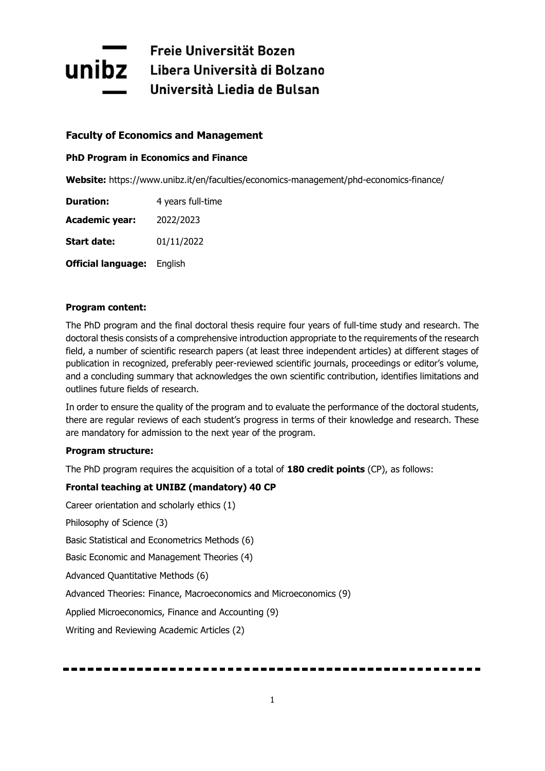**Freie Universität Bozen**
**Libera Università di Bolzano**
**Università Liedia de Bulsan**

## Faculty of Economics and Management

### PhD Program in Economics and Finance

**Website:** https://www.unibz.it/en/faculties/economics-management/phd-economics-finance/

**Duration:** 4 years full-time

**Academic year:** 2022/2023

**Start date:** 01/11/2022

**Official language:** English

**Program content:**

The PhD program and the final doctoral thesis require four years of full-time study and research. The doctoral thesis consists of a comprehensive introduction appropriate to the requirements of the research field, a number of scientific research papers (at least three independent articles) at different stages of publication in recognized, preferably peer-reviewed scientific journals, proceedings or editor's volume, and a concluding summary that acknowledges the own scientific contribution, identifies limitations and outlines future fields of research.

In order to ensure the quality of the program and to evaluate the performance of the doctoral students, there are regular reviews of each student's progress in terms of their knowledge and research. These are mandatory for admission to the next year of the program.

**Program structure:**

The PhD program requires the acquisition of a total of **180 credit points** (CP), as follows:

**Frontal teaching at UNIBZ (mandatory) 40 CP**

Career orientation and scholarly ethics (1)

Philosophy of Science (3)

Basic Statistical and Econometrics Methods (6)

Basic Economic and Management Theories (4)

Advanced Quantitative Methods (6)

Advanced Theories: Finance, Macroeconomics and Microeconomics (9)

Applied Microeconomics, Finance and Accounting (9)

Writing and Reviewing Academic Articles (2)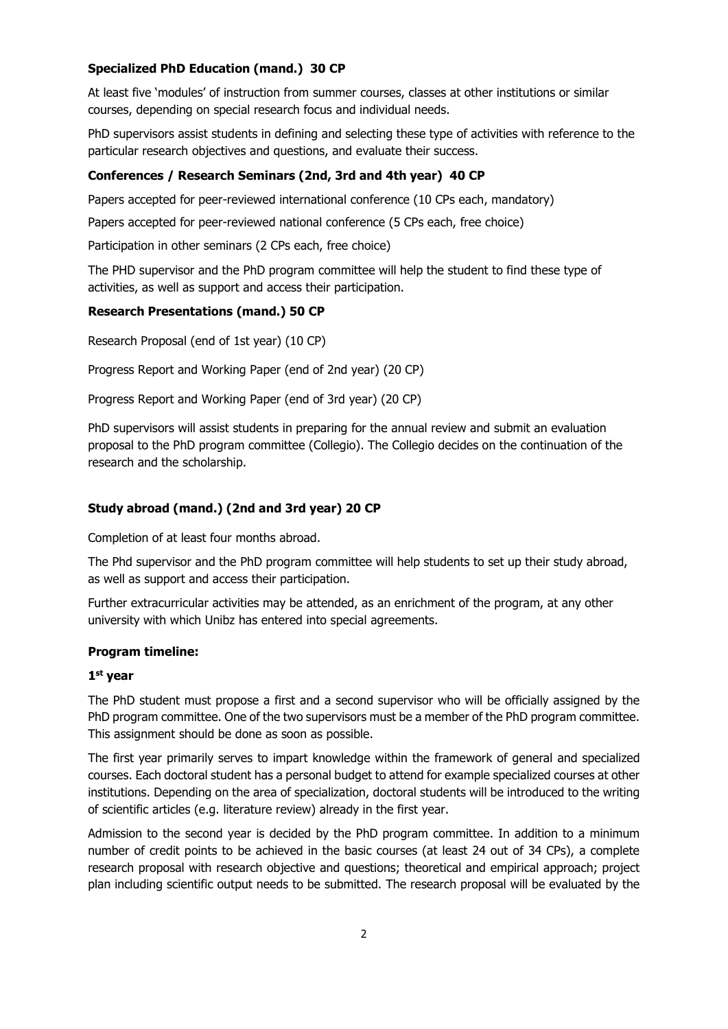### Specialized PhD Education (mand.) 30 CP

At least five 'modules' of instruction from summer courses, classes at other institutions or similar courses, depending on special research focus and individual needs.

PhD supervisors assist students in defining and selecting these type of activities with reference to the particular research objectives and questions, and evaluate their success.

### Conferences / Research Seminars (2nd, 3rd and 4th year) 40 CP

Papers accepted for peer-reviewed international conference (10 CPs each, mandatory)

Papers accepted for peer-reviewed national conference (5 CPs each, free choice)

Participation in other seminars (2 CPs each, free choice)

The PHD supervisor and the PhD program committee will help the student to find these type of activities, as well as support and access their participation.

### Research Presentations (mand.) 50 CP

Research Proposal (end of 1st year) (10 CP)

Progress Report and Working Paper (end of 2nd year) (20 CP)

Progress Report and Working Paper (end of 3rd year) (20 CP)

PhD supervisors will assist students in preparing for the annual review and submit an evaluation proposal to the PhD program committee (Collegio). The Collegio decides on the continuation of the research and the scholarship.

### Study abroad (mand.) (2nd and 3rd year) 20 CP

Completion of at least four months abroad.

The Phd supervisor and the PhD program committee will help students to set up their study abroad, as well as support and access their participation.

Further extracurricular activities may be attended, as an enrichment of the program, at any other university with which Unibz has entered into special agreements.

### Program timeline:

#### 1st year

The PhD student must propose a first and a second supervisor who will be officially assigned by the PhD program committee. One of the two supervisors must be a member of the PhD program committee. This assignment should be done as soon as possible.

The first year primarily serves to impart knowledge within the framework of general and specialized courses. Each doctoral student has a personal budget to attend for example specialized courses at other institutions. Depending on the area of specialization, doctoral students will be introduced to the writing of scientific articles (e.g. literature review) already in the first year.

Admission to the second year is decided by the PhD program committee. In addition to a minimum number of credit points to be achieved in the basic courses (at least 24 out of 34 CPs), a complete research proposal with research objective and questions; theoretical and empirical approach; project plan including scientific output needs to be submitted. The research proposal will be evaluated by the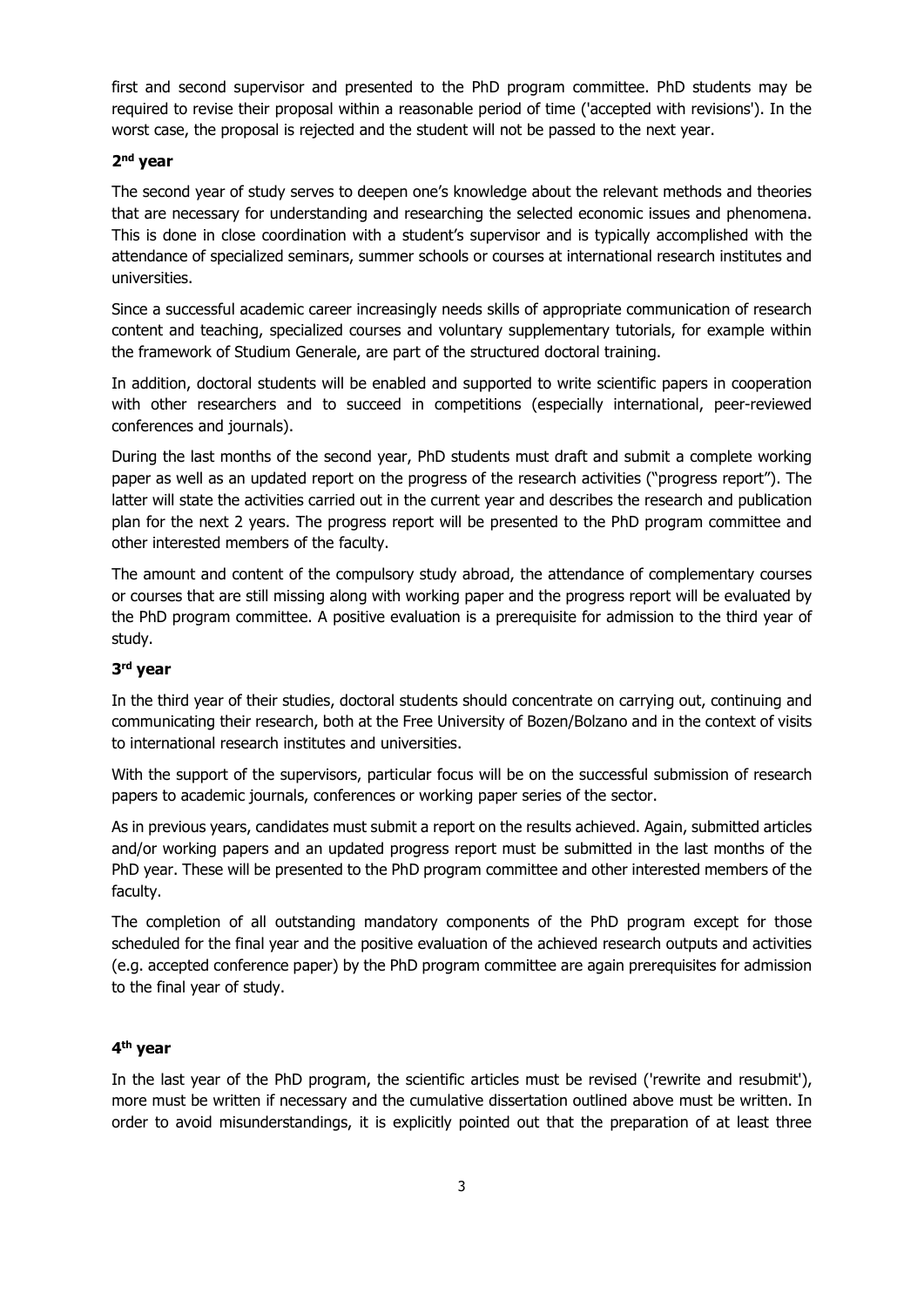first and second supervisor and presented to the PhD program committee. PhD students may be required to revise their proposal within a reasonable period of time ('accepted with revisions'). In the worst case, the proposal is rejected and the student will not be passed to the next year.

### 2nd year

The second year of study serves to deepen one's knowledge about the relevant methods and theories that are necessary for understanding and researching the selected economic issues and phenomena. This is done in close coordination with a student's supervisor and is typically accomplished with the attendance of specialized seminars, summer schools or courses at international research institutes and universities.

Since a successful academic career increasingly needs skills of appropriate communication of research content and teaching, specialized courses and voluntary supplementary tutorials, for example within the framework of Studium Generale, are part of the structured doctoral training.

In addition, doctoral students will be enabled and supported to write scientific papers in cooperation with other researchers and to succeed in competitions (especially international, peer-reviewed conferences and journals).

During the last months of the second year, PhD students must draft and submit a complete working paper as well as an updated report on the progress of the research activities ("progress report"). The latter will state the activities carried out in the current year and describes the research and publication plan for the next 2 years. The progress report will be presented to the PhD program committee and other interested members of the faculty.

The amount and content of the compulsory study abroad, the attendance of complementary courses or courses that are still missing along with working paper and the progress report will be evaluated by the PhD program committee. A positive evaluation is a prerequisite for admission to the third year of study.

### 3rd year

In the third year of their studies, doctoral students should concentrate on carrying out, continuing and communicating their research, both at the Free University of Bozen/Bolzano and in the context of visits to international research institutes and universities.

With the support of the supervisors, particular focus will be on the successful submission of research papers to academic journals, conferences or working paper series of the sector.

As in previous years, candidates must submit a report on the results achieved. Again, submitted articles and/or working papers and an updated progress report must be submitted in the last months of the PhD year. These will be presented to the PhD program committee and other interested members of the faculty.

The completion of all outstanding mandatory components of the PhD program except for those scheduled for the final year and the positive evaluation of the achieved research outputs and activities (e.g. accepted conference paper) by the PhD program committee are again prerequisites for admission to the final year of study.

### 4th year

In the last year of the PhD program, the scientific articles must be revised ('rewrite and resubmit'), more must be written if necessary and the cumulative dissertation outlined above must be written. In order to avoid misunderstandings, it is explicitly pointed out that the preparation of at least three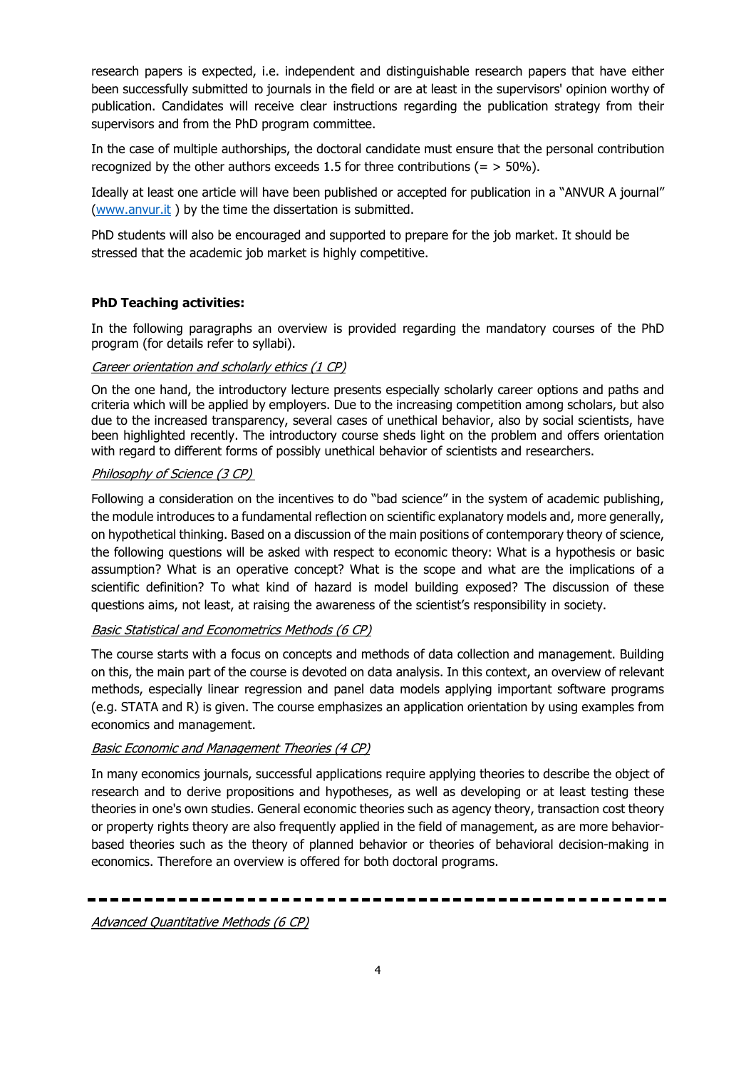research papers is expected, i.e. independent and distinguishable research papers that have either been successfully submitted to journals in the field or are at least in the supervisors' opinion worthy of publication. Candidates will receive clear instructions regarding the publication strategy from their supervisors and from the PhD program committee.

In the case of multiple authorships, the doctoral candidate must ensure that the personal contribution recognized by the other authors exceeds 1.5 for three contributions (= > 50%).

Ideally at least one article will have been published or accepted for publication in a "ANVUR A journal" (www.anvur.it ) by the time the dissertation is submitted.

PhD students will also be encouraged and supported to prepare for the job market. It should be stressed that the academic job market is highly competitive.

**PhD Teaching activities:**

In the following paragraphs an overview is provided regarding the mandatory courses of the PhD program (for details refer to syllabi).

*Career orientation and scholarly ethics (1 CP)*

On the one hand, the introductory lecture presents especially scholarly career options and paths and criteria which will be applied by employers. Due to the increasing competition among scholars, but also due to the increased transparency, several cases of unethical behavior, also by social scientists, have been highlighted recently. The introductory course sheds light on the problem and offers orientation with regard to different forms of possibly unethical behavior of scientists and researchers.

*Philosophy of Science (3 CP)*

Following a consideration on the incentives to do "bad science" in the system of academic publishing, the module introduces to a fundamental reflection on scientific explanatory models and, more generally, on hypothetical thinking. Based on a discussion of the main positions of contemporary theory of science, the following questions will be asked with respect to economic theory: What is a hypothesis or basic assumption? What is an operative concept? What is the scope and what are the implications of a scientific definition? To what kind of hazard is model building exposed? The discussion of these questions aims, not least, at raising the awareness of the scientist's responsibility in society.

*Basic Statistical and Econometrics Methods (6 CP)*

The course starts with a focus on concepts and methods of data collection and management. Building on this, the main part of the course is devoted on data analysis. In this context, an overview of relevant methods, especially linear regression and panel data models applying important software programs (e.g. STATA and R) is given. The course emphasizes an application orientation by using examples from economics and management.

*Basic Economic and Management Theories (4 CP)*

In many economics journals, successful applications require applying theories to describe the object of research and to derive propositions and hypotheses, as well as developing or at least testing these theories in one's own studies. General economic theories such as agency theory, transaction cost theory or property rights theory are also frequently applied in the field of management, as are more behavior-based theories such as the theory of planned behavior or theories of behavioral decision-making in economics. Therefore an overview is offered for both doctoral programs.

---

*Advanced Quantitative Methods (6 CP)*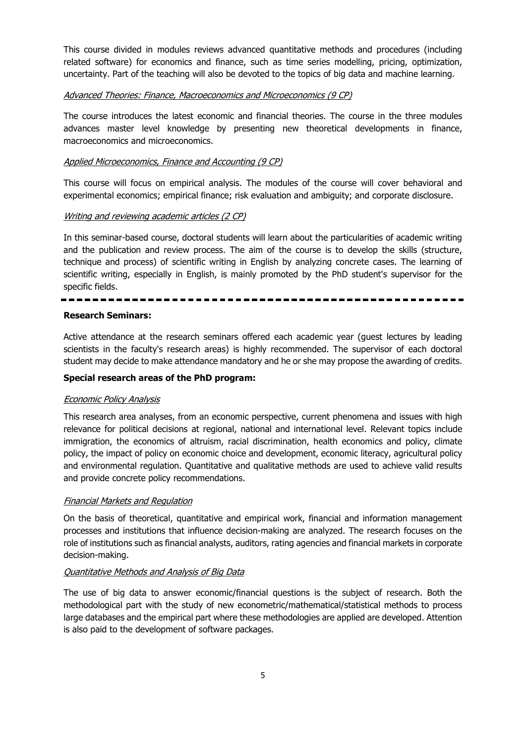This course divided in modules reviews advanced quantitative methods and procedures (including related software) for economics and finance, such as time series modelling, pricing, optimization, uncertainty. Part of the teaching will also be devoted to the topics of big data and machine learning.

*Advanced Theories: Finance, Macroeconomics and Microeconomics (9 CP)*

The course introduces the latest economic and financial theories. The course in the three modules advances master level knowledge by presenting new theoretical developments in finance, macroeconomics and microeconomics.

*Applied Microeconomics, Finance and Accounting (9 CP)*

This course will focus on empirical analysis. The modules of the course will cover behavioral and experimental economics; empirical finance; risk evaluation and ambiguity; and corporate disclosure.

*Writing and reviewing academic articles (2 CP)*

In this seminar-based course, doctoral students will learn about the particularities of academic writing and the publication and review process. The aim of the course is to develop the skills (structure, technique and process) of scientific writing in English by analyzing concrete cases. The learning of scientific writing, especially in English, is mainly promoted by the PhD student's supervisor for the specific fields.

---

**Research Seminars:**

Active attendance at the research seminars offered each academic year (guest lectures by leading scientists in the faculty's research areas) is highly recommended. The supervisor of each doctoral student may decide to make attendance mandatory and he or she may propose the awarding of credits.

**Special research areas of the PhD program:**

*Economic Policy Analysis*

This research area analyses, from an economic perspective, current phenomena and issues with high relevance for political decisions at regional, national and international level. Relevant topics include immigration, the economics of altruism, racial discrimination, health economics and policy, climate policy, the impact of policy on economic choice and development, economic literacy, agricultural policy and environmental regulation. Quantitative and qualitative methods are used to achieve valid results and provide concrete policy recommendations.

*Financial Markets and Regulation*

On the basis of theoretical, quantitative and empirical work, financial and information management processes and institutions that influence decision-making are analyzed. The research focuses on the role of institutions such as financial analysts, auditors, rating agencies and financial markets in corporate decision-making.

*Quantitative Methods and Analysis of Big Data*

The use of big data to answer economic/financial questions is the subject of research. Both the methodological part with the study of new econometric/mathematical/statistical methods to process large databases and the empirical part where these methodologies are applied are developed. Attention is also paid to the development of software packages.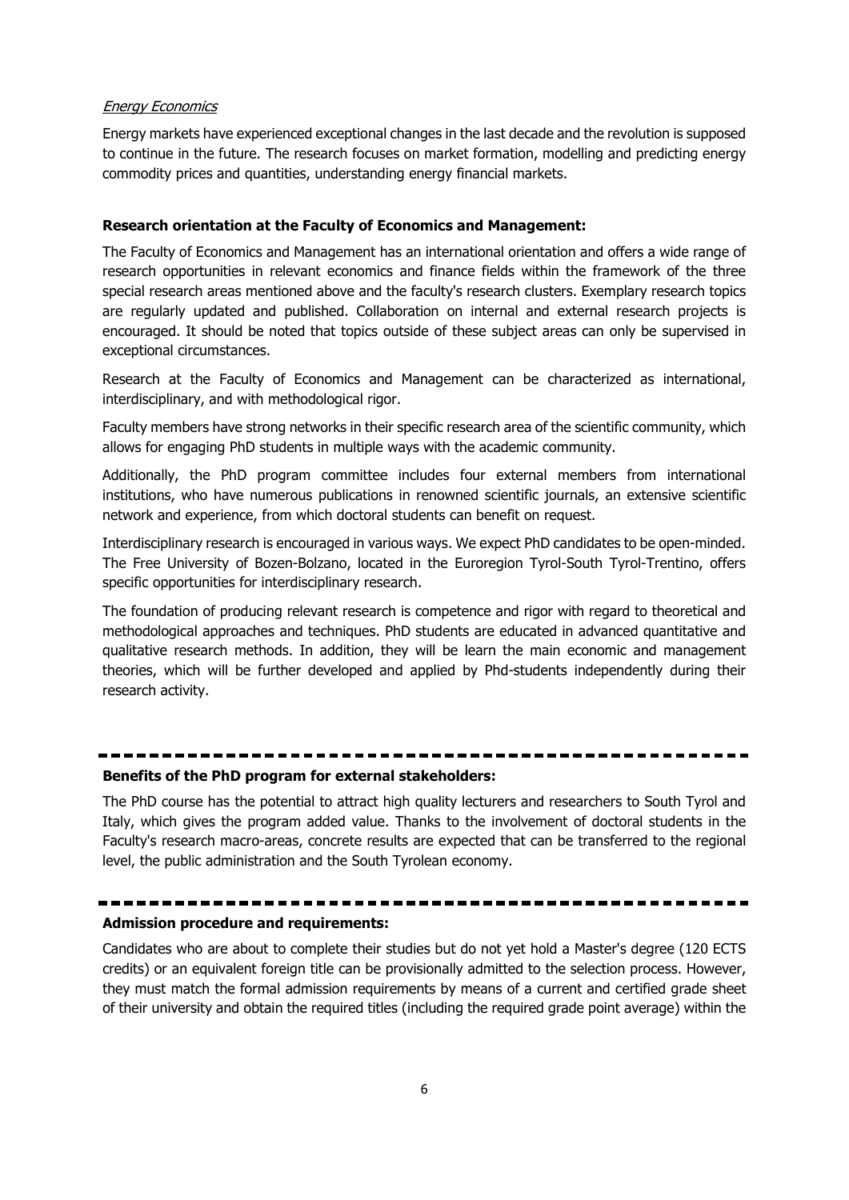*Energy Economics*

Energy markets have experienced exceptional changes in the last decade and the revolution is supposed to continue in the future. The research focuses on market formation, modelling and predicting energy commodity prices and quantities, understanding energy financial markets.

**Research orientation at the Faculty of Economics and Management:**

The Faculty of Economics and Management has an international orientation and offers a wide range of research opportunities in relevant economics and finance fields within the framework of the three special research areas mentioned above and the faculty's research clusters. Exemplary research topics are regularly updated and published. Collaboration on internal and external research projects is encouraged. It should be noted that topics outside of these subject areas can only be supervised in exceptional circumstances.

Research at the Faculty of Economics and Management can be characterized as international, interdisciplinary, and with methodological rigor.

Faculty members have strong networks in their specific research area of the scientific community, which allows for engaging PhD students in multiple ways with the academic community.

Additionally, the PhD program committee includes four external members from international institutions, who have numerous publications in renowned scientific journals, an extensive scientific network and experience, from which doctoral students can benefit on request.

Interdisciplinary research is encouraged in various ways. We expect PhD candidates to be open-minded. The Free University of Bozen-Bolzano, located in the Euroregion Tyrol-South Tyrol-Trentino, offers specific opportunities for interdisciplinary research.

The foundation of producing relevant research is competence and rigor with regard to theoretical and methodological approaches and techniques. PhD students are educated in advanced quantitative and qualitative research methods. In addition, they will be learn the main economic and management theories, which will be further developed and applied by Phd-students independently during their research activity.

---

**Benefits of the PhD program for external stakeholders:**

The PhD course has the potential to attract high quality lecturers and researchers to South Tyrol and Italy, which gives the program added value. Thanks to the involvement of doctoral students in the Faculty's research macro-areas, concrete results are expected that can be transferred to the regional level, the public administration and the South Tyrolean economy.

---

**Admission procedure and requirements:**

Candidates who are about to complete their studies but do not yet hold a Master's degree (120 ECTS credits) or an equivalent foreign title can be provisionally admitted to the selection process. However, they must match the formal admission requirements by means of a current and certified grade sheet of their university and obtain the required titles (including the required grade point average) within the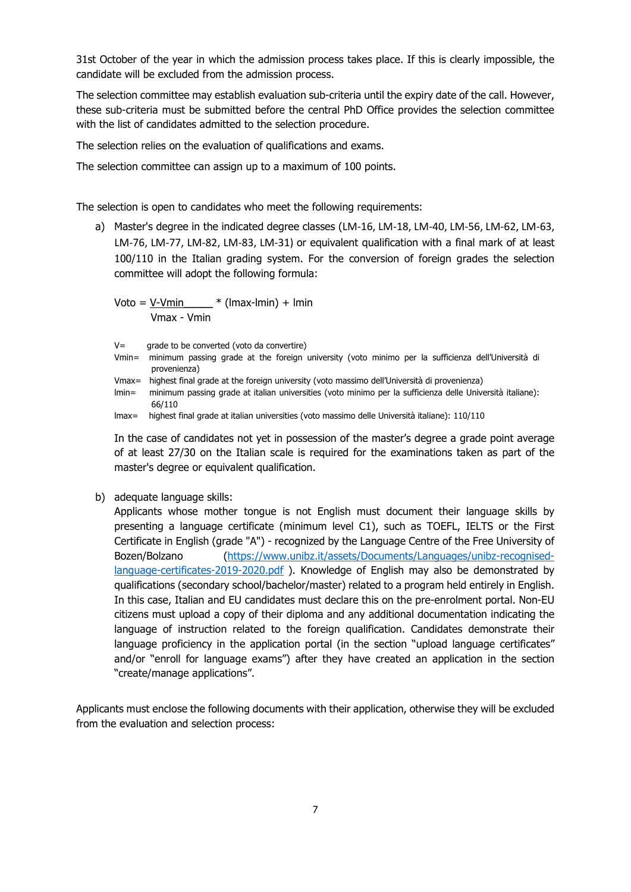31st October of the year in which the admission process takes place. If this is clearly impossible, the candidate will be excluded from the admission process.

The selection committee may establish evaluation sub-criteria until the expiry date of the call. However, these sub-criteria must be submitted before the central PhD Office provides the selection committee with the list of candidates admitted to the selection procedure.

The selection relies on the evaluation of qualifications and exams.

The selection committee can assign up to a maximum of 100 points.

The selection is open to candidates who meet the following requirements:

a) Master's degree in the indicated degree classes (LM-16, LM-18, LM-40, LM-56, LM-62, LM-63, LM-76, LM-77, LM-82, LM-83, LM-31) or equivalent qualification with a final mark of at least 100/110 in the Italian grading system. For the conversion of foreign grades the selection committee will adopt the following formula:

$$Voto = \frac{V - Vmin}{Vmax - Vmin} * (Imax - Imin) + Imin$$

V= grade to be converted (voto da convertire)
Vmin= minimum passing grade at the foreign university (voto minimo per la sufficienza dell'Università di provenienza)
Vmax= highest final grade at the foreign university (voto massimo dell'Università di provenienza)
Imin= minimum passing grade at italian universities (voto minimo per la sufficienza delle Università italiane): 66/110
Imax= highest final grade at italian universities (voto massimo delle Università italiane): 110/110

In the case of candidates not yet in possession of the master's degree a grade point average of at least 27/30 on the Italian scale is required for the examinations taken as part of the master's degree or equivalent qualification.

b) adequate language skills:
Applicants whose mother tongue is not English must document their language skills by presenting a language certificate (minimum level C1), such as TOEFL, IELTS or the First Certificate in English (grade "A") - recognized by the Language Centre of the Free University of Bozen/Bolzano (https://www.unibz.it/assets/Documents/Languages/unibz-recognised-language-certificates-2019-2020.pdf ). Knowledge of English may also be demonstrated by qualifications (secondary school/bachelor/master) related to a program held entirely in English. In this case, Italian and EU candidates must declare this on the pre-enrolment portal. Non-EU citizens must upload a copy of their diploma and any additional documentation indicating the language of instruction related to the foreign qualification. Candidates demonstrate their language proficiency in the application portal (in the section "upload language certificates" and/or "enroll for language exams") after they have created an application in the section "create/manage applications".

Applicants must enclose the following documents with their application, otherwise they will be excluded from the evaluation and selection process: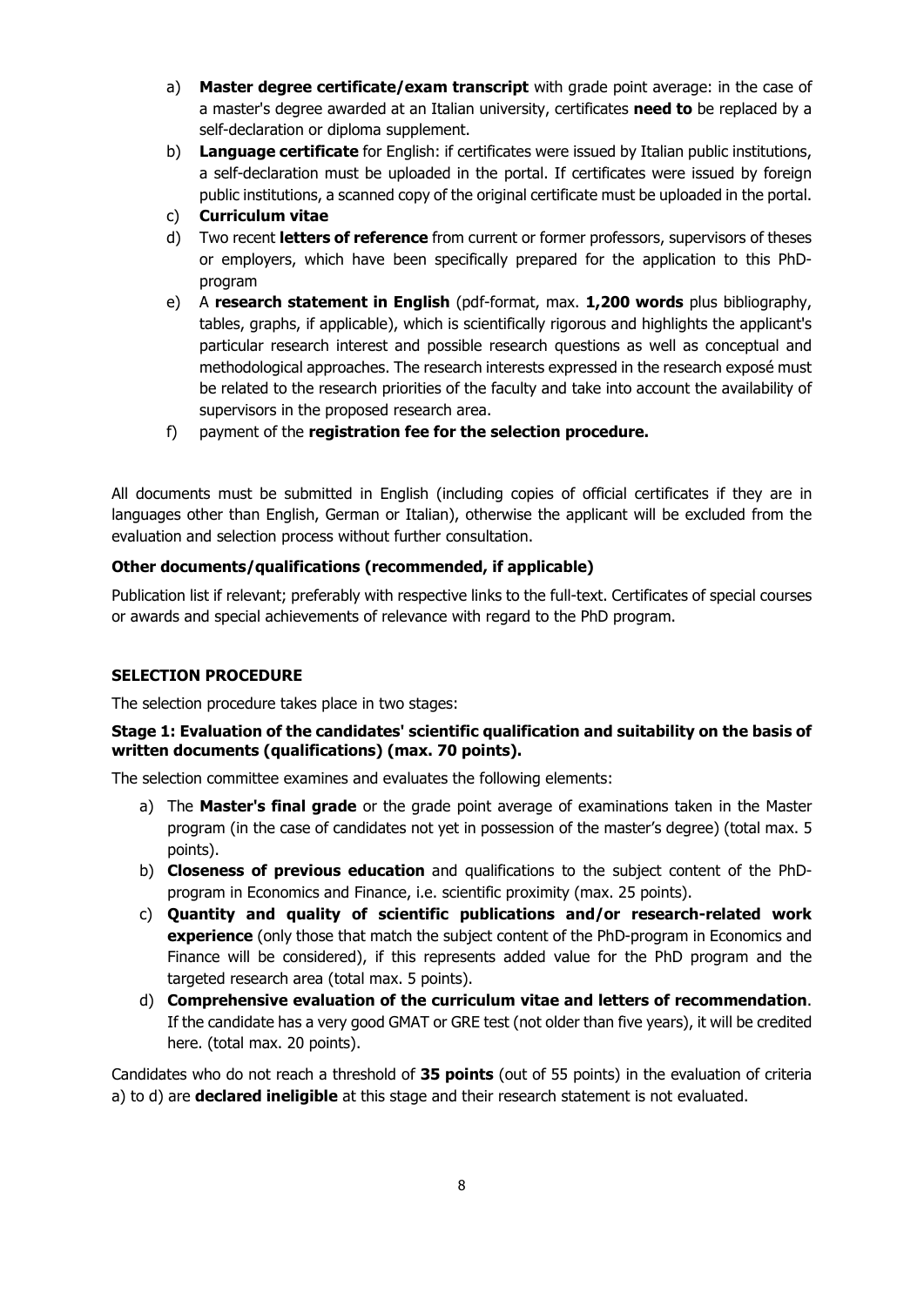a) **Master degree certificate/exam transcript** with grade point average: in the case of a master's degree awarded at an Italian university, certificates **need to** be replaced by a self-declaration or diploma supplement.
b) **Language certificate** for English: if certificates were issued by Italian public institutions, a self-declaration must be uploaded in the portal. If certificates were issued by foreign public institutions, a scanned copy of the original certificate must be uploaded in the portal.
c) **Curriculum vitae**
d) Two recent **letters of reference** from current or former professors, supervisors of theses or employers, which have been specifically prepared for the application to this PhD-program
e) A **research statement in English** (pdf-format, max. **1,200 words** plus bibliography, tables, graphs, if applicable), which is scientifically rigorous and highlights the applicant's particular research interest and possible research questions as well as conceptual and methodological approaches. The research interests expressed in the research exposé must be related to the research priorities of the faculty and take into account the availability of supervisors in the proposed research area.
f) payment of the **registration fee for the selection procedure.**

All documents must be submitted in English (including copies of official certificates if they are in languages other than English, German or Italian), otherwise the applicant will be excluded from the evaluation and selection process without further consultation.

**Other documents/qualifications (recommended, if applicable)**

Publication list if relevant; preferably with respective links to the full-text. Certificates of special courses or awards and special achievements of relevance with regard to the PhD program.

**SELECTION PROCEDURE**

The selection procedure takes place in two stages:

**Stage 1: Evaluation of the candidates' scientific qualification and suitability on the basis of written documents (qualifications) (max. 70 points).**

The selection committee examines and evaluates the following elements:

a) The **Master's final grade** or the grade point average of examinations taken in the Master program (in the case of candidates not yet in possession of the master's degree) (total max. 5 points).
b) **Closeness of previous education** and qualifications to the subject content of the PhD-program in Economics and Finance, i.e. scientific proximity (max. 25 points).
c) **Quantity and quality of scientific publications and/or research-related work experience** (only those that match the subject content of the PhD-program in Economics and Finance will be considered), if this represents added value for the PhD program and the targeted research area (total max. 5 points).
d) **Comprehensive evaluation of the curriculum vitae and letters of recommendation**. If the candidate has a very good GMAT or GRE test (not older than five years), it will be credited here. (total max. 20 points).

Candidates who do not reach a threshold of **35 points** (out of 55 points) in the evaluation of criteria a) to d) are **declared ineligible** at this stage and their research statement is not evaluated.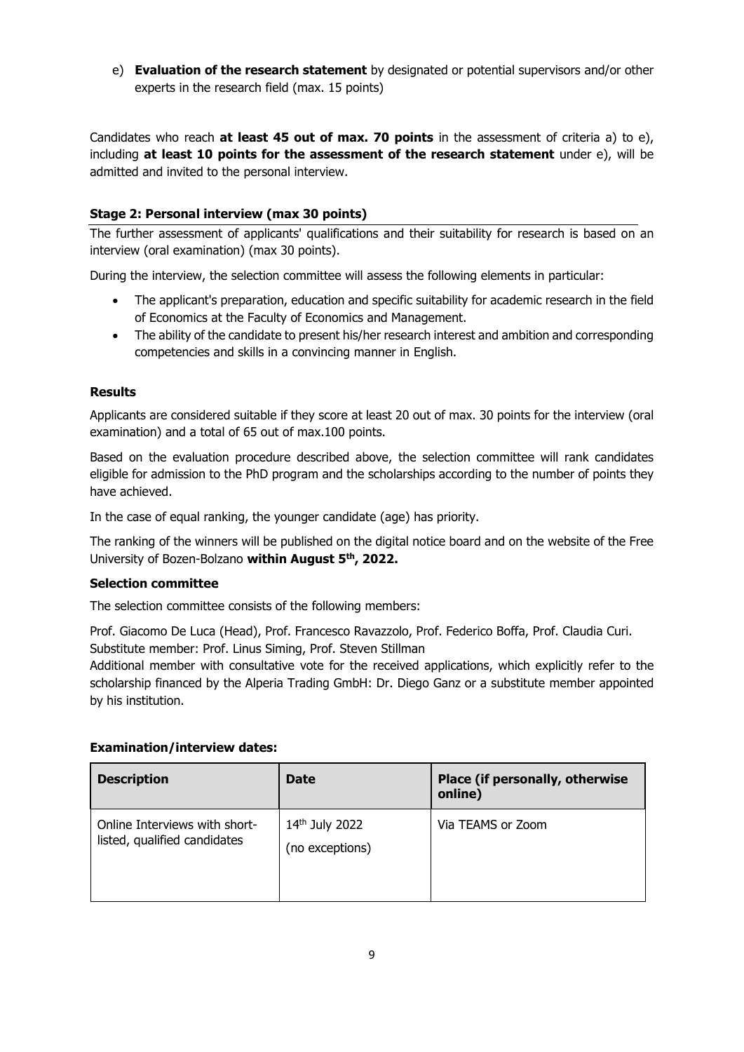e) **Evaluation of the research statement** by designated or potential supervisors and/or other experts in the research field (max. 15 points)

Candidates who reach **at least 45 out of max. 70 points** in the assessment of criteria a) to e), including **at least 10 points for the assessment of the research statement** under e), will be admitted and invited to the personal interview.

### Stage 2: Personal interview (max 30 points)

The further assessment of applicants' qualifications and their suitability for research is based on an interview (oral examination) (max 30 points).

During the interview, the selection committee will assess the following elements in particular:

- The applicant's preparation, education and specific suitability for academic research in the field of Economics at the Faculty of Economics and Management.
- The ability of the candidate to present his/her research interest and ambition and corresponding competencies and skills in a convincing manner in English.

### Results

Applicants are considered suitable if they score at least 20 out of max. 30 points for the interview (oral examination) and a total of 65 out of max.100 points.

Based on the evaluation procedure described above, the selection committee will rank candidates eligible for admission to the PhD program and the scholarships according to the number of points they have achieved.

In the case of equal ranking, the younger candidate (age) has priority.

The ranking of the winners will be published on the digital notice board and on the website of the Free University of Bozen-Bolzano **within August 5th, 2022.**

### Selection committee

The selection committee consists of the following members:

Prof. Giacomo De Luca (Head), Prof. Francesco Ravazzolo, Prof. Federico Boffa, Prof. Claudia Curi.
Substitute member: Prof. Linus Siming, Prof. Steven Stillman
Additional member with consultative vote for the received applications, which explicitly refer to the scholarship financed by the Alperia Trading GmbH: Dr. Diego Ganz or a substitute member appointed by his institution.

### Examination/interview dates:

| Description | Date | Place (if personally, otherwise online) |
|---|---|---|
| Online Interviews with short-listed, qualified candidates | 14th July 2022 (no exceptions) | Via TEAMS or Zoom |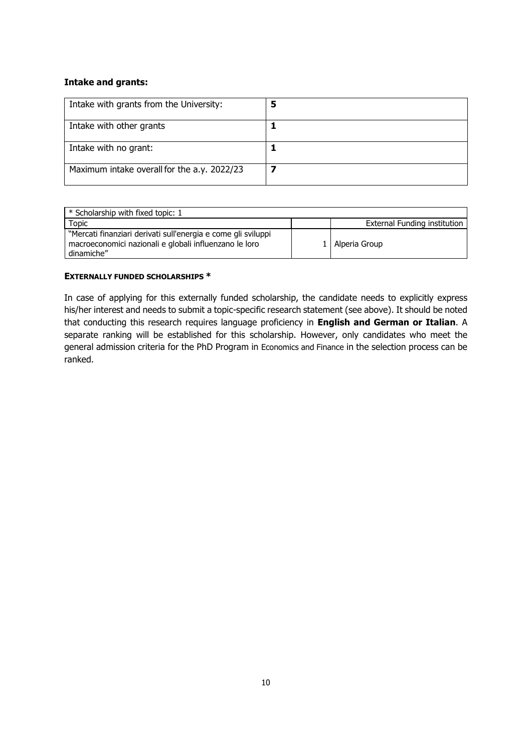**Intake and grants:**

| | |
|---|---|
| Intake with grants from the University: | **5** |
| Intake with other grants | **1** |
| Intake with no grant: | **1** |
| Maximum intake overall for the a.y. 2022/23 | **7** |

| * Scholarship with fixed topic: 1 | | |
|---|---|---|
| Topic | | External Funding institution |
| "Mercati finanziari derivati sull'energia e come gli sviluppi macroeconomici nazionali e globali influenzano le loro dinamiche" | 1 | Alperia Group |

**EXTERNALLY FUNDED SCHOLARSHIPS ***

In case of applying for this externally funded scholarship, the candidate needs to explicitly express his/her interest and needs to submit a topic-specific research statement (see above). It should be noted that conducting this research requires language proficiency in **English and German or Italian**. A separate ranking will be established for this scholarship. However, only candidates who meet the general admission criteria for the PhD Program in Economics and Finance in the selection process can be ranked.